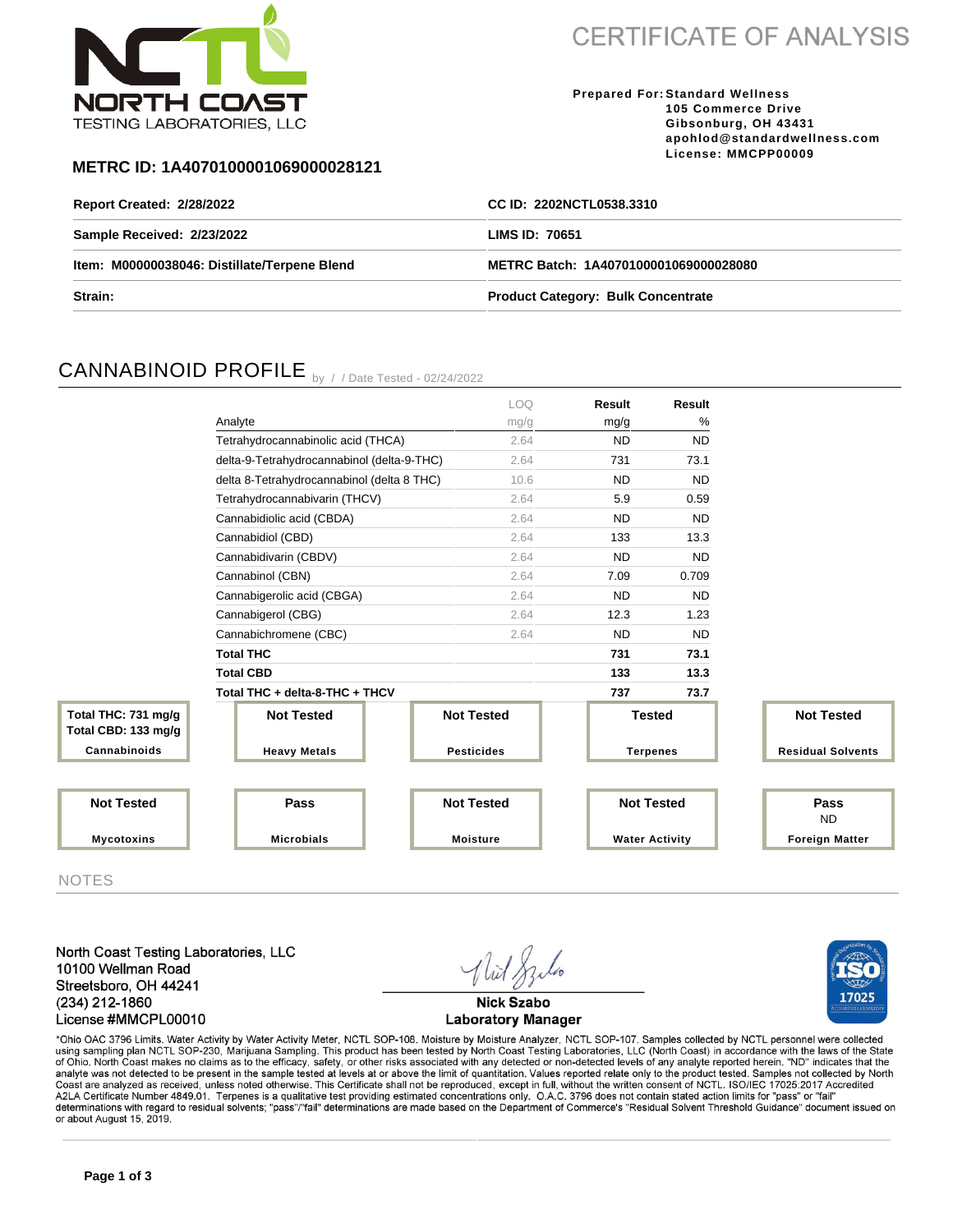# CERTIFICATE OF ANALYSIS

NORTH COAST TESTING LABORATORIES, LLC

**Prepared For:** Standard Wellness
105 Commerce Drive
Gibsonburg, OH 43431
apohlod@standardwellness.com
License: MMCPP00009

**METRC ID: 1A4070100001069000028121**

| | |
|---|---|
| **Report Created: 2/28/2022** | **CC ID: 2202NCTL0538.3310** |
| **Sample Received: 2/23/2022** | **LIMS ID: 70651** |
| **Item: M00000038046: Distillate/Terpene Blend** | **METRC Batch: 1A4070100001069000028080** |
| **Strain:** | **Product Category: Bulk Concentrate** |

## CANNABINOID PROFILE

by / / Date Tested - 02/24/2022

| Analyte | LOQ mg/g | Result mg/g | Result % |
|---|---|---|---|
| Tetrahydrocannabinolic acid (THCA) | 2.64 | ND | ND |
| delta-9-Tetrahydrocannabinol (delta-9-THC) | 2.64 | 731 | 73.1 |
| delta 8-Tetrahydrocannabinol (delta 8 THC) | 10.6 | ND | ND |
| Tetrahydrocannabivarin (THCV) | 2.64 | 5.9 | 0.59 |
| Cannabidiolic acid (CBDA) | 2.64 | ND | ND |
| Cannabidiol (CBD) | 2.64 | 133 | 13.3 |
| Cannabidivarin (CBDV) | 2.64 | ND | ND |
| Cannabinol (CBN) | 2.64 | 7.09 | 0.709 |
| Cannabigerolic acid (CBGA) | 2.64 | ND | ND |
| Cannabigerol (CBG) | 2.64 | 12.3 | 1.23 |
| Cannabichromene (CBC) | 2.64 | ND | ND |
| **Total THC** | | **731** | **73.1** |
| **Total CBD** | | **133** | **13.3** |
| **Total THC + delta-8-THC + THCV** | | **737** | **73.7** |

| Test | Status |
|---|---|
| Cannabinoids | Total THC: 731 mg/g, Total CBD: 133 mg/g |
| Heavy Metals | Not Tested |
| Pesticides | Not Tested |
| Terpenes | Tested |
| Residual Solvents | Not Tested |
| Mycotoxins | Not Tested |
| Microbials | Pass |
| Moisture | Not Tested |
| Water Activity | Not Tested |
| Foreign Matter | Pass, ND |

## NOTES

North Coast Testing Laboratories, LLC
10100 Wellman Road
Streetsboro, OH 44241
(234) 212-1860
License #MMCPL00010

Nick Szabo
Laboratory Manager

*Ohio OAC 3796 Limits. Water Activity by Water Activity Meter, NCTL SOP-108. Moisture by Moisture Analyzer, NCTL SOP-107. Samples collected by NCTL personnel were collected using sampling plan NCTL SOP-230, Marijuana Sampling. This product has been tested by North Coast Testing Laboratories, LLC (North Coast) in accordance with the laws of the State of Ohio. North Coast makes no claims as to the efficacy, safety, or other risks associated with any detected or non-detected levels of any analyte reported herein. "ND" indicates that the analyte was not detected to be present in the sample tested at levels at or above the limit of quantitation. Values reported relate only to the product tested. Samples not collected by North Coast are analyzed as received, unless noted otherwise. This Certificate shall not be reproduced, except in full, without the written consent of NCTL. ISO/IEC 17025:2017 Accredited A2LA Certificate Number 4849.01. Terpenes is a qualitative test providing estimated concentrations only. O.A.C. 3796 does not contain stated action limits for "pass" or "fail" determinations with regard to residual solvents; "pass"/"fail" determinations are made based on the Department of Commerce's "Residual Solvent Threshold Guidance" document issued on or about August 15, 2019.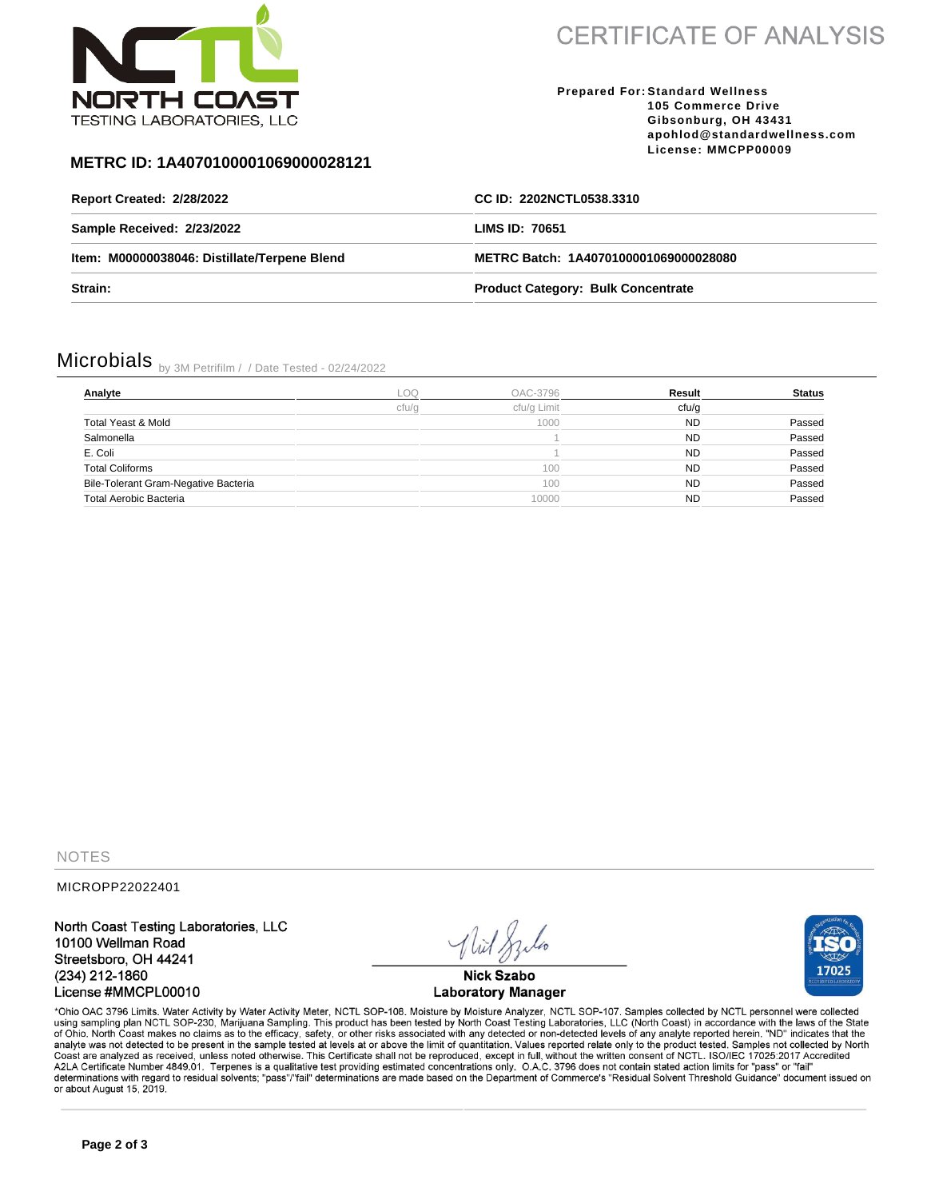NORTH COAST TESTING LABORATORIES, LLC

# CERTIFICATE OF ANALYSIS

**Prepared For:** Standard Wellness
105 Commerce Drive
Gibsonburg, OH 43431
apohlod@standardwellness.com
License: MMCPP00009

**METRC ID: 1A4070100001069000028121**

| | |
|---|---|
| **Report Created: 2/28/2022** | **CC ID: 2202NCTL0538.3310** |
| **Sample Received: 2/23/2022** | **LIMS ID: 70651** |
| **Item: M00000038046: Distillate/Terpene Blend** | **METRC Batch: 1A4070100001069000028080** |
| **Strain:** | **Product Category: Bulk Concentrate** |

## Microbials by 3M Petrifilm / / Date Tested - 02/24/2022

| Analyte | LOQ | OAC-3796 | Result | Status |
|---|---|---|---|---|
| | cfu/g | cfu/g Limit | cfu/g | |
| Total Yeast & Mold | | 1000 | ND | Passed |
| Salmonella | | 1 | ND | Passed |
| E. Coli | | 1 | ND | Passed |
| Total Coliforms | | 100 | ND | Passed |
| Bile-Tolerant Gram-Negative Bacteria | | 100 | ND | Passed |
| Total Aerobic Bacteria | | 10000 | ND | Passed |

NOTES

MICROPP22022401

North Coast Testing Laboratories, LLC
10100 Wellman Road
Streetsboro, OH 44241
(234) 212-1860
License #MMCPL00010

Nick Szabo
Laboratory Manager

ISO 17025 ACCREDITED LABORATORY

*Ohio OAC 3796 Limits. Water Activity by Water Activity Meter, NCTL SOP-108. Moisture by Moisture Analyzer, NCTL SOP-107. Samples collected by NCTL personnel were collected using sampling plan NCTL SOP-230, Marijuana Sampling. This product has been tested by North Coast Testing Laboratories, LLC (North Coast) in accordance with the laws of the State of Ohio. North Coast makes no claims as to the efficacy, safety, or other risks associated with any detected or non-detected levels of any analyte reported herein. "ND" indicates that the analyte was not detected to be present in the sample tested at levels at or above the limit of quantitation. Values reported relate only to the product tested. Samples not collected by North Coast are analyzed as received, unless noted otherwise. This Certificate shall not be reproduced, except in full, without the written consent of NCTL. ISO/IEC 17025:2017 Accredited A2LA Certificate Number 4849.01. Terpenes is a qualitative test providing estimated concentrations only. O.A.C. 3796 does not contain stated action limits for "pass" or "fail" determinations with regard to residual solvents; "pass"/"fail" determinations are made based on the Department of Commerce's "Residual Solvent Threshold Guidance" document issued on or about August 15, 2019.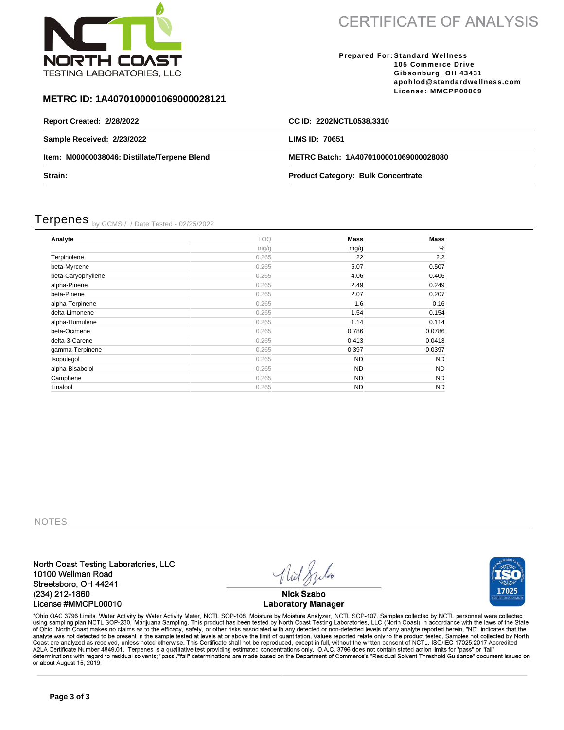# CERTIFICATE OF ANALYSIS

NORTH COAST TESTING LABORATORIES, LLC

**Prepared For:** **Standard Wellness**
**105 Commerce Drive**
**Gibsonburg, OH 43431**
**apohlod@standardwellness.com**
**License: MMCPP00009**

## METRC ID: 1A4070100001069000028121

| | |
|---|---|
| **Report Created: 2/28/2022** | **CC ID: 2202NCTL0538.3310** |
| **Sample Received: 2/23/2022** | **LIMS ID: 70651** |
| **Item: M00000038046: Distillate/Terpene Blend** | **METRC Batch: 1A4070100001069000028080** |
| **Strain:** | **Product Category: Bulk Concentrate** |

## Terpenes by GCMS / / Date Tested - 02/25/2022

| Analyte | LOQ | Mass | Mass |
|---|---|---|---|
| | mg/g | mg/g | % |
| Terpinolene | 0.265 | 22 | 2.2 |
| beta-Myrcene | 0.265 | 5.07 | 0.507 |
| beta-Caryophyllene | 0.265 | 4.06 | 0.406 |
| alpha-Pinene | 0.265 | 2.49 | 0.249 |
| beta-Pinene | 0.265 | 2.07 | 0.207 |
| alpha-Terpinene | 0.265 | 1.6 | 0.16 |
| delta-Limonene | 0.265 | 1.54 | 0.154 |
| alpha-Humulene | 0.265 | 1.14 | 0.114 |
| beta-Ocimene | 0.265 | 0.786 | 0.0786 |
| delta-3-Carene | 0.265 | 0.413 | 0.0413 |
| gamma-Terpinene | 0.265 | 0.397 | 0.0397 |
| Isopulegol | 0.265 | ND | ND |
| alpha-Bisabolol | 0.265 | ND | ND |
| Camphene | 0.265 | ND | ND |
| Linalool | 0.265 | ND | ND |

NOTES

North Coast Testing Laboratories, LLC
10100 Wellman Road
Streetsboro, OH 44241
(234) 212-1860
License #MMCPL00010

**Nick Szabo**
**Laboratory Manager**

ISO 17025 ACCREDITED LABORATORY

*Ohio OAC 3796 Limits. Water Activity by Water Activity Meter, NCTL SOP-108. Moisture by Moisture Analyzer, NCTL SOP-107. Samples collected by NCTL personnel were collected using sampling plan NCTL SOP-230, Marijuana Sampling. This product has been tested by North Coast Testing Laboratories, LLC (North Coast) in accordance with the laws of the State of Ohio. North Coast makes no claims as to the efficacy, safety, or other risks associated with any detected or non-detected levels of any analyte reported herein. "ND" indicates that the analyte was not detected to be present in the sample tested at levels at or above the limit of quantitation. Values reported relate only to the product tested. Samples not collected by North Coast are analyzed as received, unless noted otherwise. This Certificate shall not be reproduced, except in full, without the written consent of NCTL. ISO/IEC 17025:2017 Accredited A2LA Certificate Number 4849.01. Terpenes is a qualitative test providing estimated concentrations only. O.A.C. 3796 does not contain stated action limits for "pass" or "fail" determinations with regard to residual solvents; "pass"/"fail" determinations are made based on the Department of Commerce's "Residual Solvent Threshold Guidance" document issued on or about August 15, 2019.